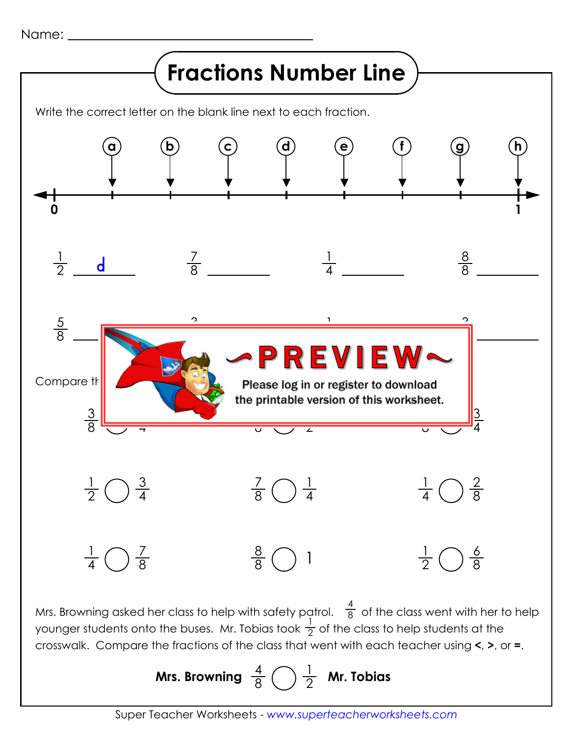Name: ______________________________

# Fractions Number Line

Write the correct letter on the blank line next to each fraction.

Number line from 0 to 1 with points labeled a, b, c, d, e, f, g, h.

$\frac{1}{2}$ d　　　　$\frac{7}{8}$ ________　　　　$\frac{1}{4}$ ________　　　　$\frac{8}{8}$ ________

$\frac{5}{8}$ ________

Compare th

$\frac{3}{8}$ ◯　　　　　　　　$\frac{3}{4}$

$\frac{1}{2}$ ◯ $\frac{3}{4}$　　　　$\frac{7}{8}$ ◯ $\frac{1}{4}$　　　　$\frac{1}{4}$ ◯ $\frac{2}{8}$

$\frac{1}{4}$ ◯ $\frac{7}{8}$　　　　$\frac{8}{8}$ ◯ 1　　　　$\frac{1}{2}$ ◯ $\frac{6}{8}$

Mrs. Browning asked her class to help with safety patrol. $\frac{4}{8}$ of the class went with her to help younger students onto the buses. Mr. Tobias took $\frac{1}{2}$ of the class to help students at the crosswalk. Compare the fractions of the class that went with each teacher using **<**, **>**, or **=**.

**Mrs. Browning** $\frac{4}{8}$ ◯ $\frac{1}{2}$ **Mr. Tobias**

Super Teacher Worksheets - *www.superteacherworksheets.com*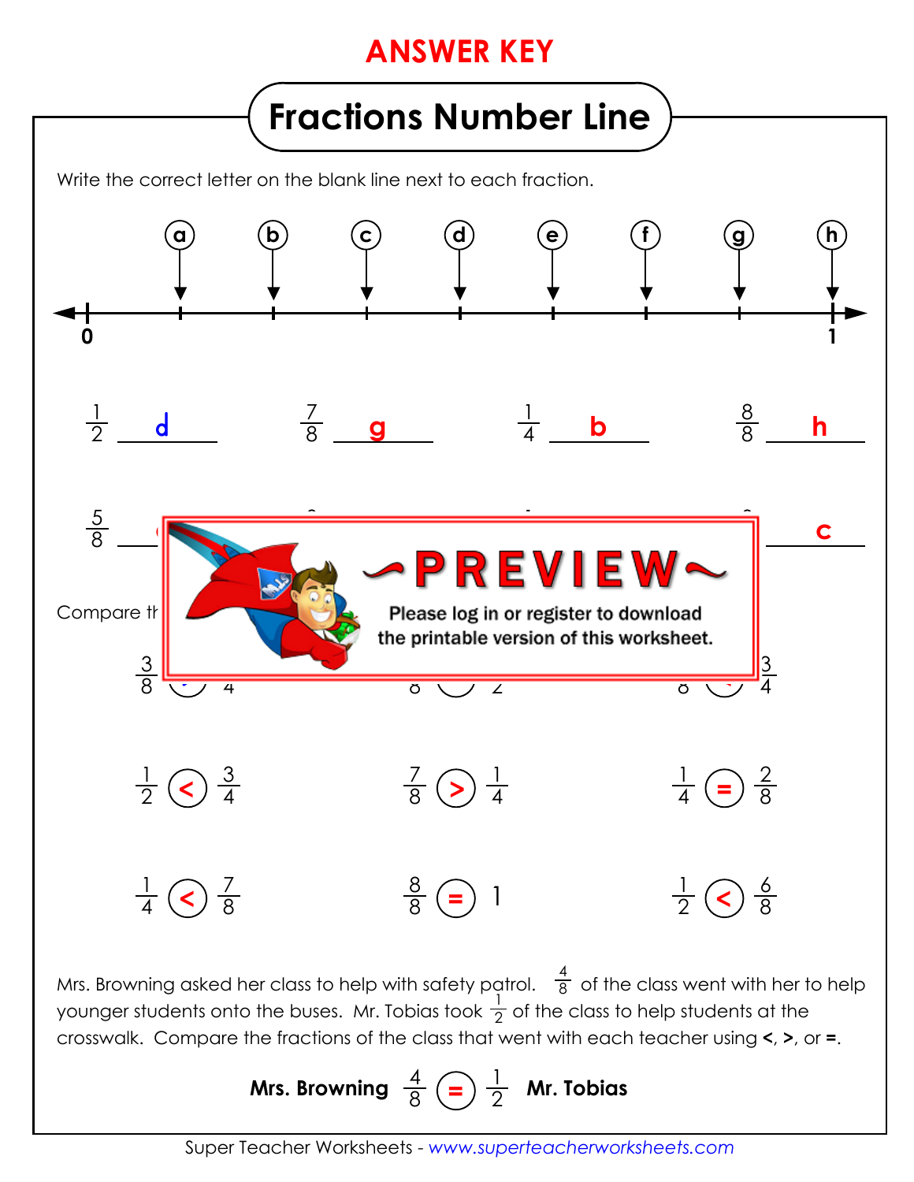**ANSWER KEY**

# Fractions Number Line

Write the correct letter on the blank line next to each fraction.

(a) (b) (c) (d) (e) (f) (g) (h)

0 — 1

$\frac{1}{2}$ **d**  $\frac{7}{8}$ **g**  $\frac{1}{4}$ **b**  $\frac{8}{8}$ **h**

$\frac{5}{8}$ ___  **c**

~PREVIEW~

Please log in or register to download the printable version of this worksheet.

Compare th

$\frac{3}{8}$ ... $\frac{3}{4}$

$\frac{1}{2}$ (<) $\frac{3}{4}$  $\frac{7}{8}$ (>) $\frac{1}{4}$  $\frac{1}{4}$ (=) $\frac{2}{8}$

$\frac{1}{4}$ (<) $\frac{7}{8}$  $\frac{8}{8}$ (=) 1  $\frac{1}{2}$ (<) $\frac{6}{8}$

Mrs. Browning asked her class to help with safety patrol. $\frac{4}{8}$ of the class went with her to help younger students onto the buses. Mr. Tobias took $\frac{1}{2}$ of the class to help students at the crosswalk. Compare the fractions of the class that went with each teacher using **<**, **>**, or **=**.

**Mrs. Browning** $\frac{4}{8}$ (=) $\frac{1}{2}$ **Mr. Tobias**

Super Teacher Worksheets - *www.superteacherworksheets.com*